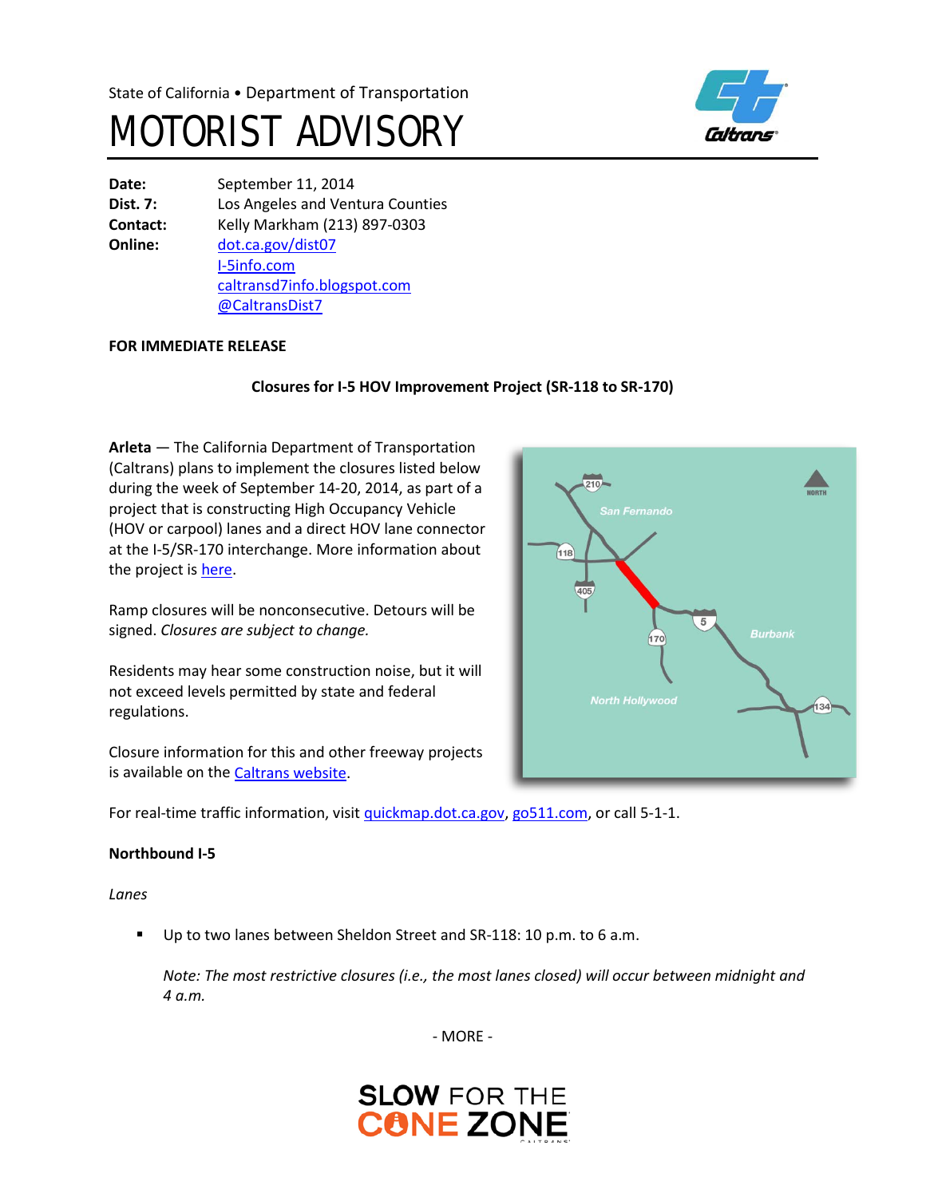State of California • Department of Transportation

# MOTORIST ADVISORY

**Date:** September 11, 2014
**Dist. 7:** Los Angeles and Ventura Counties
**Contact:** Kelly Markham (213) 897-0303
**Online:** dot.ca.gov/dist07
I-5info.com
caltransd7info.blogspot.com
@CaltransDist7

**FOR IMMEDIATE RELEASE**

**Closures for I-5 HOV Improvement Project (SR-118 to SR-170)**

**Arleta** — The California Department of Transportation (Caltrans) plans to implement the closures listed below during the week of September 14-20, 2014, as part of a project that is constructing High Occupancy Vehicle (HOV or carpool) lanes and a direct HOV lane connector at the I-5/SR-170 interchange. More information about the project is here.

Ramp closures will be nonconsecutive. Detours will be signed. *Closures are subject to change.*

Residents may hear some construction noise, but it will not exceed levels permitted by state and federal regulations.

Closure information for this and other freeway projects is available on the Caltrans website.

For real-time traffic information, visit quickmap.dot.ca.gov, go511.com, or call 5-1-1.

**Northbound I-5**

*Lanes*

- Up to two lanes between Sheldon Street and SR-118: 10 p.m. to 6 a.m.

  *Note: The most restrictive closures (i.e., the most lanes closed) will occur between midnight and 4 a.m.*

- MORE -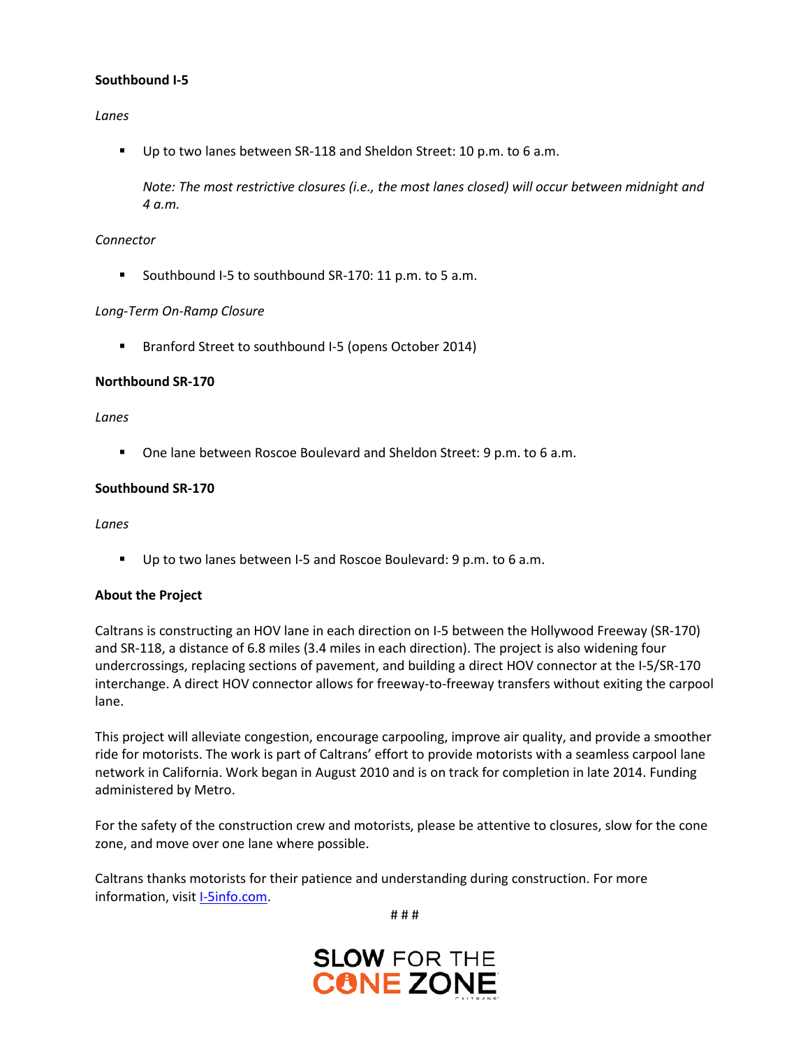**Southbound I-5**

*Lanes*

- Up to two lanes between SR-118 and Sheldon Street: 10 p.m. to 6 a.m.

  *Note: The most restrictive closures (i.e., the most lanes closed) will occur between midnight and 4 a.m.*

*Connector*

- Southbound I-5 to southbound SR-170: 11 p.m. to 5 a.m.

*Long-Term On-Ramp Closure*

- Branford Street to southbound I-5 (opens October 2014)

**Northbound SR-170**

*Lanes*

- One lane between Roscoe Boulevard and Sheldon Street: 9 p.m. to 6 a.m.

**Southbound SR-170**

*Lanes*

- Up to two lanes between I-5 and Roscoe Boulevard: 9 p.m. to 6 a.m.

**About the Project**

Caltrans is constructing an HOV lane in each direction on I-5 between the Hollywood Freeway (SR-170) and SR-118, a distance of 6.8 miles (3.4 miles in each direction). The project is also widening four undercrossings, replacing sections of pavement, and building a direct HOV connector at the I-5/SR-170 interchange. A direct HOV connector allows for freeway-to-freeway transfers without exiting the carpool lane.

This project will alleviate congestion, encourage carpooling, improve air quality, and provide a smoother ride for motorists. The work is part of Caltrans' effort to provide motorists with a seamless carpool lane network in California. Work began in August 2010 and is on track for completion in late 2014. Funding administered by Metro.

For the safety of the construction crew and motorists, please be attentive to closures, slow for the cone zone, and move over one lane where possible.

Caltrans thanks motorists for their patience and understanding during construction. For more information, visit I-5info.com.

# # #

SLOW FOR THE CONE ZONE